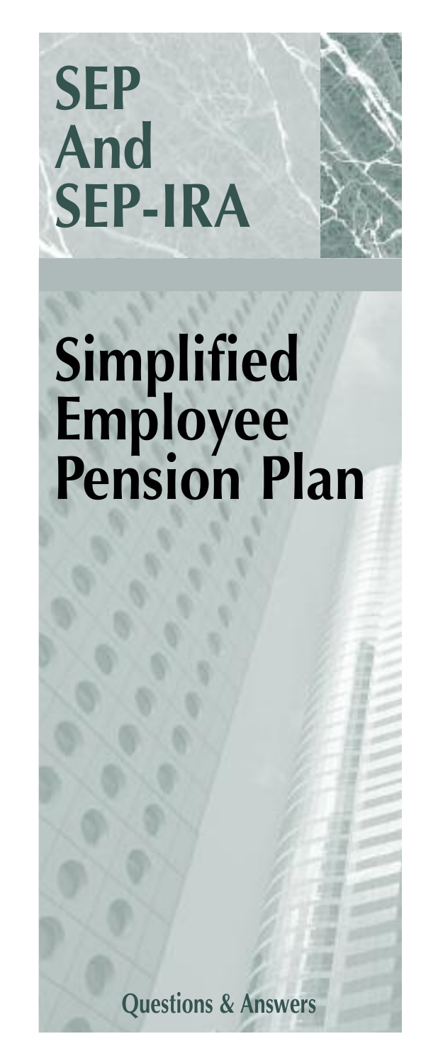# SEP And SEP-IRA

# Simplified Employee Pension Plan

Questions & Answers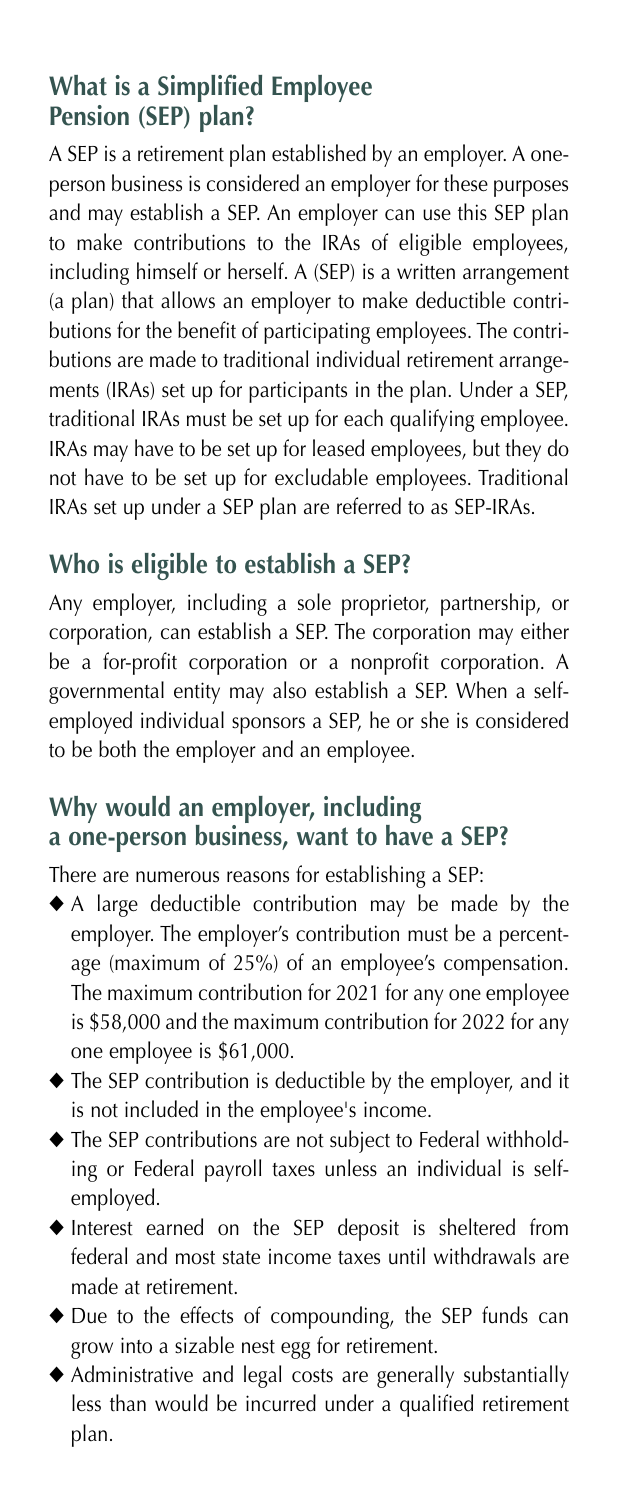## What is a Simplified Employee Pension (SEP) plan?

A SEP is a retirement plan established by an employer. A one-person business is considered an employer for these purposes and may establish a SEP. An employer can use this SEP plan to make contributions to the IRAs of eligible employees, including himself or herself. A (SEP) is a written arrangement (a plan) that allows an employer to make deductible contributions for the benefit of participating employees. The contributions are made to traditional individual retirement arrangements (IRAs) set up for participants in the plan. Under a SEP, traditional IRAs must be set up for each qualifying employee. IRAs may have to be set up for leased employees, but they do not have to be set up for excludable employees. Traditional IRAs set up under a SEP plan are referred to as SEP-IRAs.

## Who is eligible to establish a SEP?

Any employer, including a sole proprietor, partnership, or corporation, can establish a SEP. The corporation may either be a for-profit corporation or a nonprofit corporation. A governmental entity may also establish a SEP. When a self-employed individual sponsors a SEP, he or she is considered to be both the employer and an employee.

## Why would an employer, including a one-person business, want to have a SEP?

There are numerous reasons for establishing a SEP:

- A large deductible contribution may be made by the employer. The employer's contribution must be a percentage (maximum of 25%) of an employee's compensation. The maximum contribution for 2021 for any one employee is $58,000 and the maximum contribution for 2022 for any one employee is $61,000.
- The SEP contribution is deductible by the employer, and it is not included in the employee's income.
- The SEP contributions are not subject to Federal withholding or Federal payroll taxes unless an individual is self-employed.
- Interest earned on the SEP deposit is sheltered from federal and most state income taxes until withdrawals are made at retirement.
- Due to the effects of compounding, the SEP funds can grow into a sizable nest egg for retirement.
- Administrative and legal costs are generally substantially less than would be incurred under a qualified retirement plan.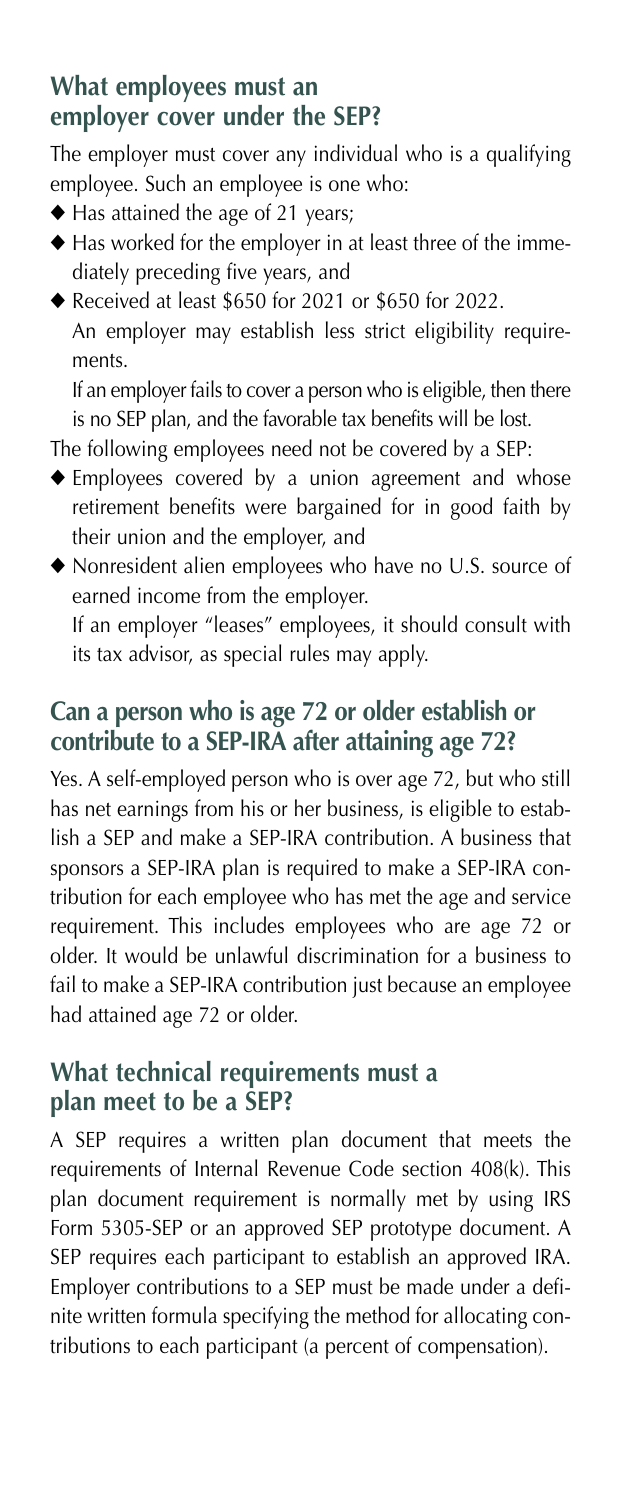## What employees must an employer cover under the SEP?

The employer must cover any individual who is a qualifying employee. Such an employee is one who:

- Has attained the age of 21 years;
- Has worked for the employer in at least three of the immediately preceding five years, and
- Received at least $650 for 2021 or $650 for 2022.

  An employer may establish less strict eligibility requirements.

  If an employer fails to cover a person who is eligible, then there is no SEP plan, and the favorable tax benefits will be lost.

The following employees need not be covered by a SEP:

- Employees covered by a union agreement and whose retirement benefits were bargained for in good faith by their union and the employer, and
- Nonresident alien employees who have no U.S. source of earned income from the employer.

  If an employer "leases" employees, it should consult with its tax advisor, as special rules may apply.

## Can a person who is age 72 or older establish or contribute to a SEP-IRA after attaining age 72?

Yes. A self-employed person who is over age 72, but who still has net earnings from his or her business, is eligible to establish a SEP and make a SEP-IRA contribution. A business that sponsors a SEP-IRA plan is required to make a SEP-IRA contribution for each employee who has met the age and service requirement. This includes employees who are age 72 or older. It would be unlawful discrimination for a business to fail to make a SEP-IRA contribution just because an employee had attained age 72 or older.

## What technical requirements must a plan meet to be a SEP?

A SEP requires a written plan document that meets the requirements of Internal Revenue Code section 408(k). This plan document requirement is normally met by using IRS Form 5305-SEP or an approved SEP prototype document. A SEP requires each participant to establish an approved IRA. Employer contributions to a SEP must be made under a definite written formula specifying the method for allocating contributions to each participant (a percent of compensation).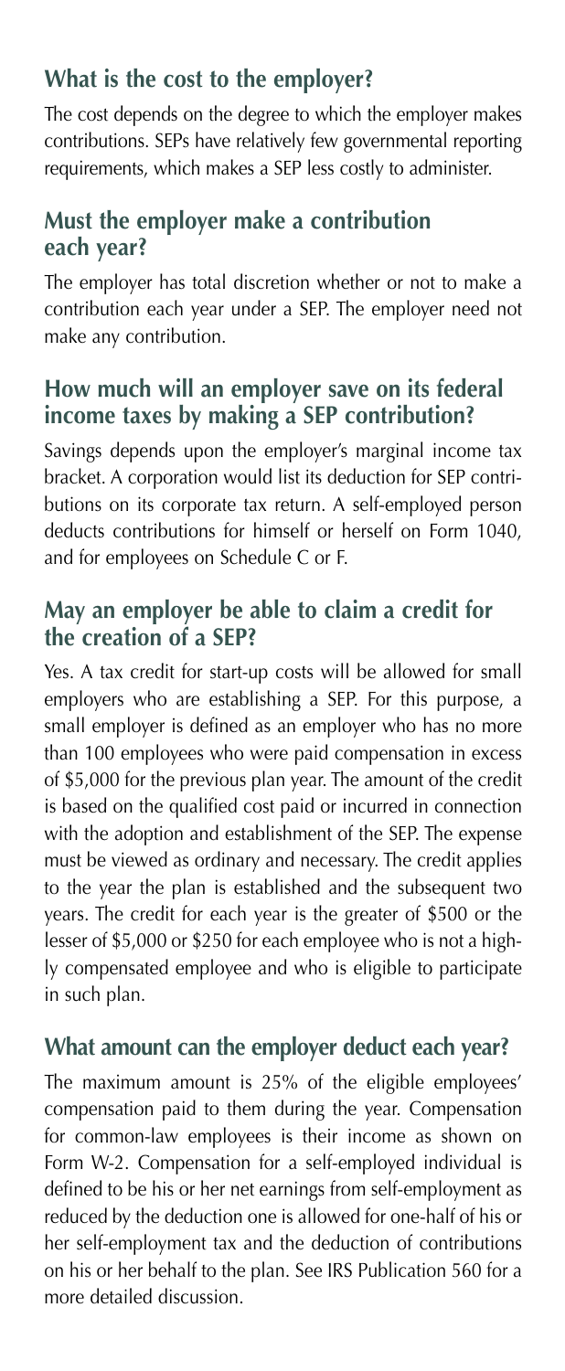## What is the cost to the employer?

The cost depends on the degree to which the employer makes contributions. SEPs have relatively few governmental reporting requirements, which makes a SEP less costly to administer.

## Must the employer make a contribution each year?

The employer has total discretion whether or not to make a contribution each year under a SEP. The employer need not make any contribution.

## How much will an employer save on its federal income taxes by making a SEP contribution?

Savings depends upon the employer's marginal income tax bracket. A corporation would list its deduction for SEP contributions on its corporate tax return. A self-employed person deducts contributions for himself or herself on Form 1040, and for employees on Schedule C or F.

## May an employer be able to claim a credit for the creation of a SEP?

Yes. A tax credit for start-up costs will be allowed for small employers who are establishing a SEP. For this purpose, a small employer is defined as an employer who has no more than 100 employees who were paid compensation in excess of $5,000 for the previous plan year. The amount of the credit is based on the qualified cost paid or incurred in connection with the adoption and establishment of the SEP. The expense must be viewed as ordinary and necessary. The credit applies to the year the plan is established and the subsequent two years. The credit for each year is the greater of $500 or the lesser of $5,000 or $250 for each employee who is not a highly compensated employee and who is eligible to participate in such plan.

## What amount can the employer deduct each year?

The maximum amount is 25% of the eligible employees' compensation paid to them during the year. Compensation for common-law employees is their income as shown on Form W-2. Compensation for a self-employed individual is defined to be his or her net earnings from self-employment as reduced by the deduction one is allowed for one-half of his or her self-employment tax and the deduction of contributions on his or her behalf to the plan. See IRS Publication 560 for a more detailed discussion.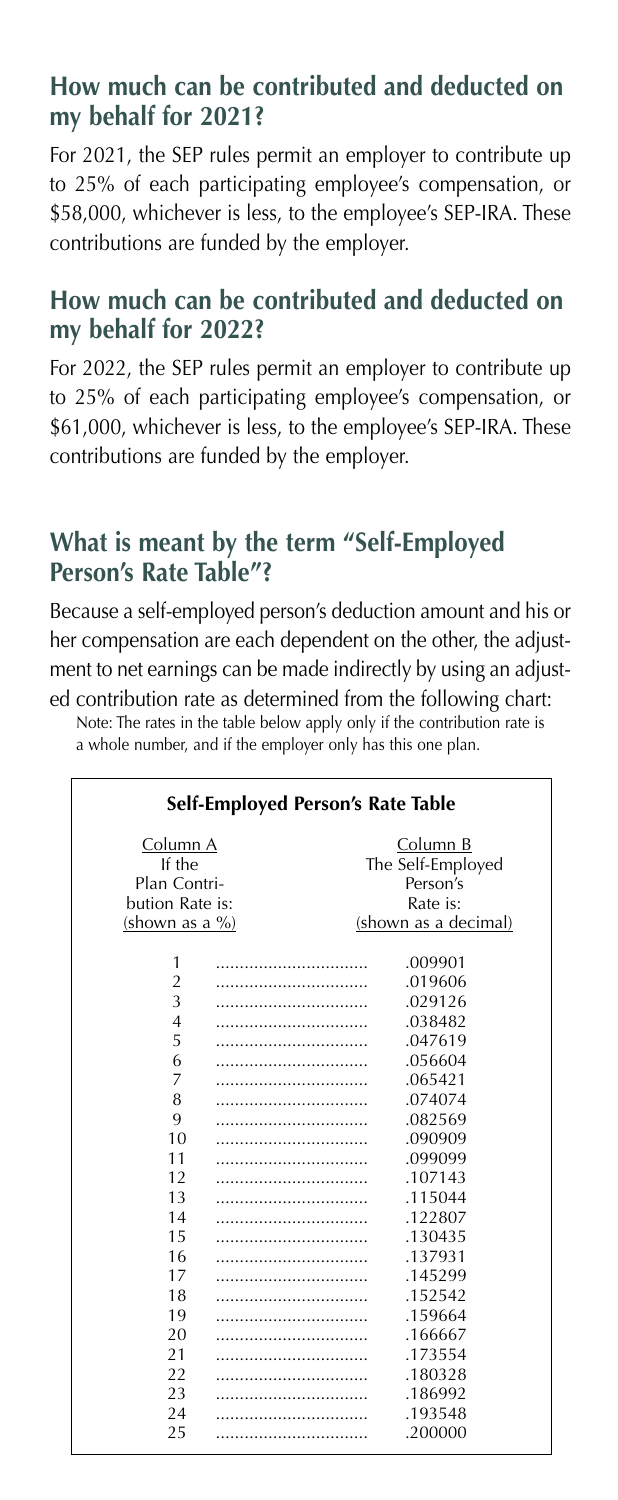## How much can be contributed and deducted on my behalf for 2021?

For 2021, the SEP rules permit an employer to contribute up to 25% of each participating employee's compensation, or $58,000, whichever is less, to the employee's SEP-IRA. These contributions are funded by the employer.

## How much can be contributed and deducted on my behalf for 2022?

For 2022, the SEP rules permit an employer to contribute up to 25% of each participating employee's compensation, or $61,000, whichever is less, to the employee's SEP-IRA. These contributions are funded by the employer.

## What is meant by the term "Self-Employed Person's Rate Table"?

Because a self-employed person's deduction amount and his or her compensation are each dependent on the other, the adjustment to net earnings can be made indirectly by using an adjusted contribution rate as determined from the following chart:

Note: The rates in the table below apply only if the contribution rate is a whole number, and if the employer only has this one plan.

**Self-Employed Person's Rate Table**

| Column A<br>If the Plan Contribution Rate is:<br>(shown as a %) | Column B<br>The Self-Employed Person's Rate is:<br>(shown as a decimal) |
|---|---|
| 1 | .009901 |
| 2 | .019606 |
| 3 | .029126 |
| 4 | .038482 |
| 5 | .047619 |
| 6 | .056604 |
| 7 | .065421 |
| 8 | .074074 |
| 9 | .082569 |
| 10 | .090909 |
| 11 | .099099 |
| 12 | .107143 |
| 13 | .115044 |
| 14 | .122807 |
| 15 | .130435 |
| 16 | .137931 |
| 17 | .145299 |
| 18 | .152542 |
| 19 | .159664 |
| 20 | .166667 |
| 21 | .173554 |
| 22 | .180328 |
| 23 | .186992 |
| 24 | .193548 |
| 25 | .200000 |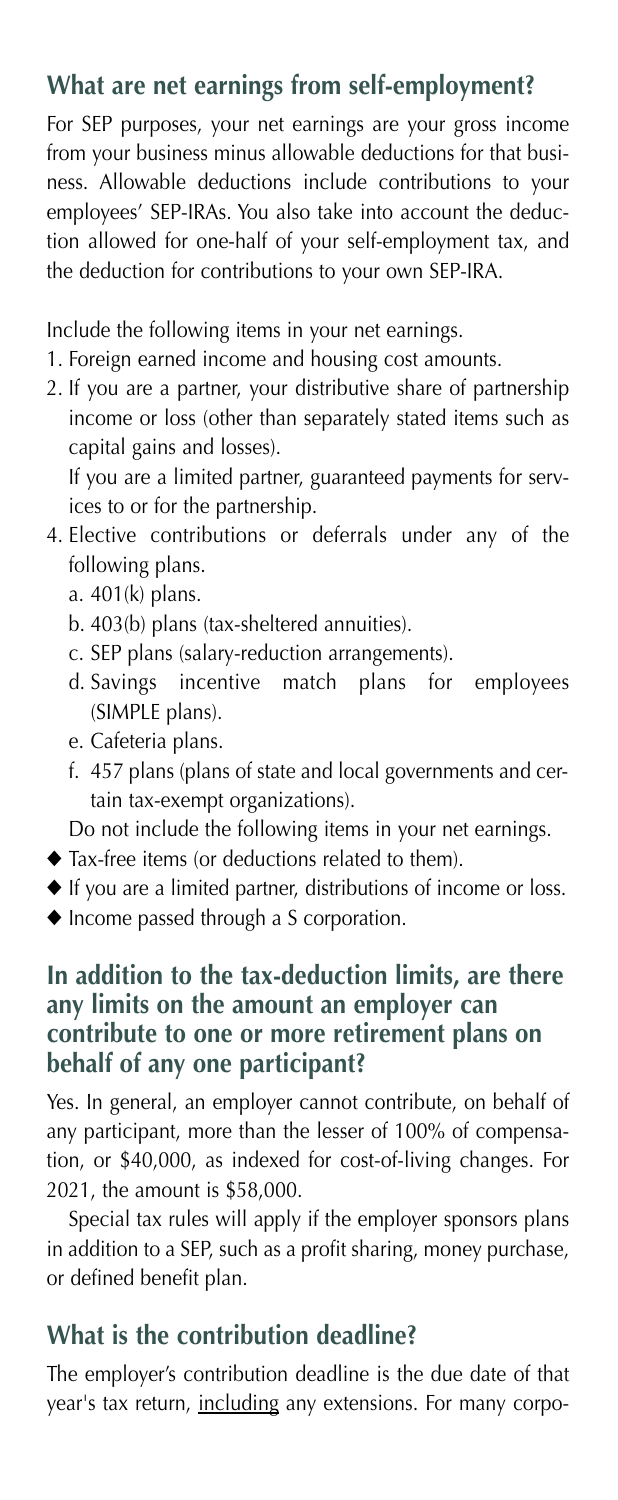## What are net earnings from self-employment?

For SEP purposes, your net earnings are your gross income from your business minus allowable deductions for that business. Allowable deductions include contributions to your employees' SEP-IRAs. You also take into account the deduction allowed for one-half of your self-employment tax, and the deduction for contributions to your own SEP-IRA.

Include the following items in your net earnings.

1. Foreign earned income and housing cost amounts.
2. If you are a partner, your distributive share of partnership income or loss (other than separately stated items such as capital gains and losses).

   If you are a limited partner, guaranteed payments for services to or for the partnership.

4. Elective contributions or deferrals under any of the following plans.
   a. 401(k) plans.
   b. 403(b) plans (tax-sheltered annuities).
   c. SEP plans (salary-reduction arrangements).
   d. Savings incentive match plans for employees (SIMPLE plans).
   e. Cafeteria plans.
   f. 457 plans (plans of state and local governments and certain tax-exempt organizations).

   Do not include the following items in your net earnings.

- Tax-free items (or deductions related to them).
- If you are a limited partner, distributions of income or loss.
- Income passed through a S corporation.

## In addition to the tax-deduction limits, are there any limits on the amount an employer can contribute to one or more retirement plans on behalf of any one participant?

Yes. In general, an employer cannot contribute, on behalf of any participant, more than the lesser of 100% of compensation, or $40,000, as indexed for cost-of-living changes. For 2021, the amount is $58,000.

Special tax rules will apply if the employer sponsors plans in addition to a SEP, such as a profit sharing, money purchase, or defined benefit plan.

## What is the contribution deadline?

The employer's contribution deadline is the due date of that year's tax return, <u>including</u> any extensions. For many corpo-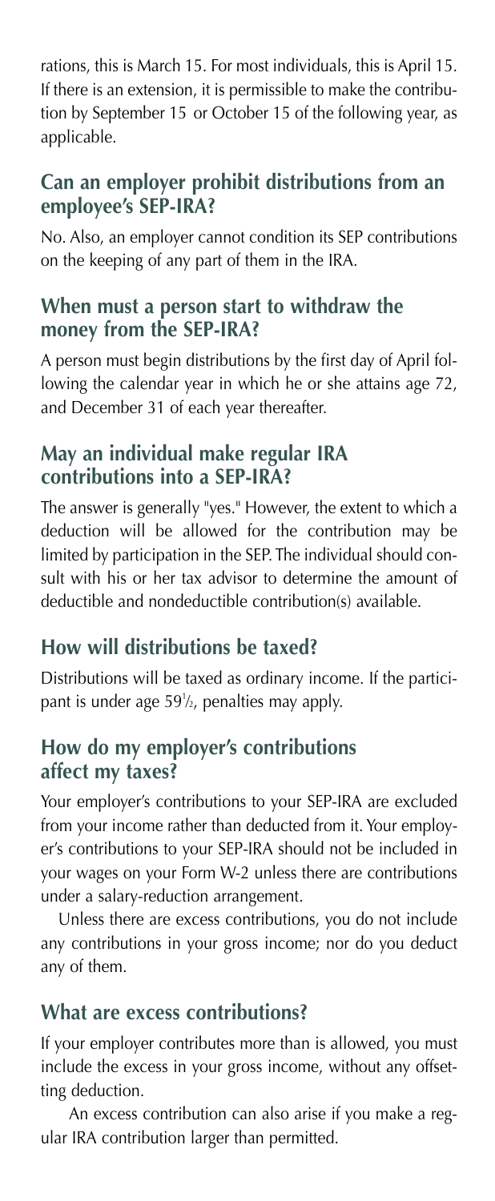rations, this is March 15. For most individuals, this is April 15. If there is an extension, it is permissible to make the contribution by September 15 or October 15 of the following year, as applicable.

## Can an employer prohibit distributions from an employee's SEP-IRA?

No. Also, an employer cannot condition its SEP contributions on the keeping of any part of them in the IRA.

## When must a person start to withdraw the money from the SEP-IRA?

A person must begin distributions by the first day of April following the calendar year in which he or she attains age 72, and December 31 of each year thereafter.

## May an individual make regular IRA contributions into a SEP-IRA?

The answer is generally "yes." However, the extent to which a deduction will be allowed for the contribution may be limited by participation in the SEP. The individual should consult with his or her tax advisor to determine the amount of deductible and nondeductible contribution(s) available.

## How will distributions be taxed?

Distributions will be taxed as ordinary income. If the participant is under age 59½, penalties may apply.

## How do my employer's contributions affect my taxes?

Your employer's contributions to your SEP-IRA are excluded from your income rather than deducted from it. Your employer's contributions to your SEP-IRA should not be included in your wages on your Form W-2 unless there are contributions under a salary-reduction arrangement.

Unless there are excess contributions, you do not include any contributions in your gross income; nor do you deduct any of them.

## What are excess contributions?

If your employer contributes more than is allowed, you must include the excess in your gross income, without any offsetting deduction.

An excess contribution can also arise if you make a regular IRA contribution larger than permitted.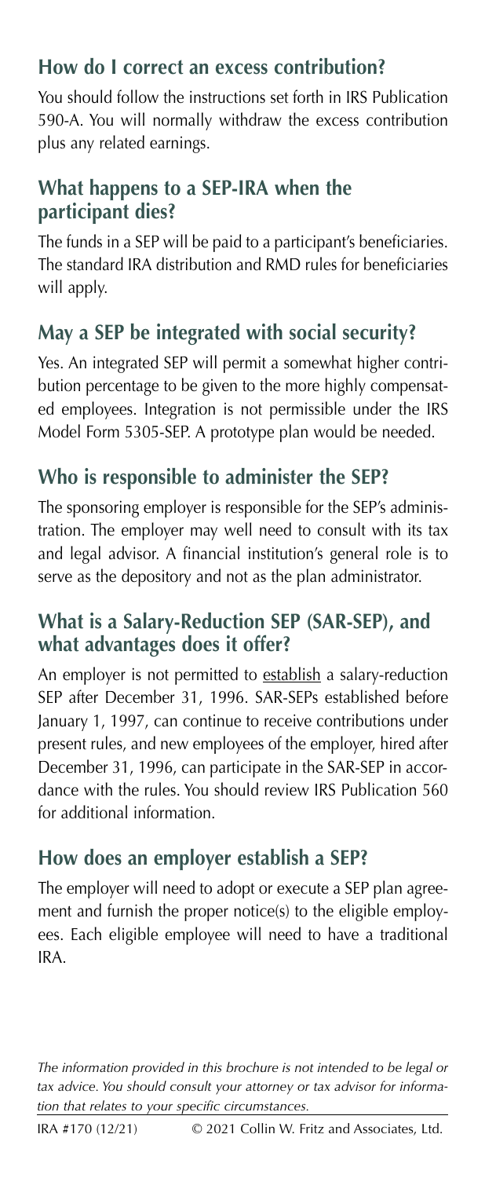## How do I correct an excess contribution?

You should follow the instructions set forth in IRS Publication 590-A. You will normally withdraw the excess contribution plus any related earnings.

## What happens to a SEP-IRA when the participant dies?

The funds in a SEP will be paid to a participant's beneficiaries. The standard IRA distribution and RMD rules for beneficiaries will apply.

## May a SEP be integrated with social security?

Yes. An integrated SEP will permit a somewhat higher contribution percentage to be given to the more highly compensated employees. Integration is not permissible under the IRS Model Form 5305-SEP. A prototype plan would be needed.

## Who is responsible to administer the SEP?

The sponsoring employer is responsible for the SEP's administration. The employer may well need to consult with its tax and legal advisor. A financial institution's general role is to serve as the depository and not as the plan administrator.

## What is a Salary-Reduction SEP (SAR-SEP), and what advantages does it offer?

An employer is not permitted to <u>establish</u> a salary-reduction SEP after December 31, 1996. SAR-SEPs established before January 1, 1997, can continue to receive contributions under present rules, and new employees of the employer, hired after December 31, 1996, can participate in the SAR-SEP in accordance with the rules. You should review IRS Publication 560 for additional information.

## How does an employer establish a SEP?

The employer will need to adopt or execute a SEP plan agreement and furnish the proper notice(s) to the eligible employees. Each eligible employee will need to have a traditional IRA.

*The information provided in this brochure is not intended to be legal or tax advice. You should consult your attorney or tax advisor for information that relates to your specific circumstances.*

IRA #170 (12/21) © 2021 Collin W. Fritz and Associates, Ltd.